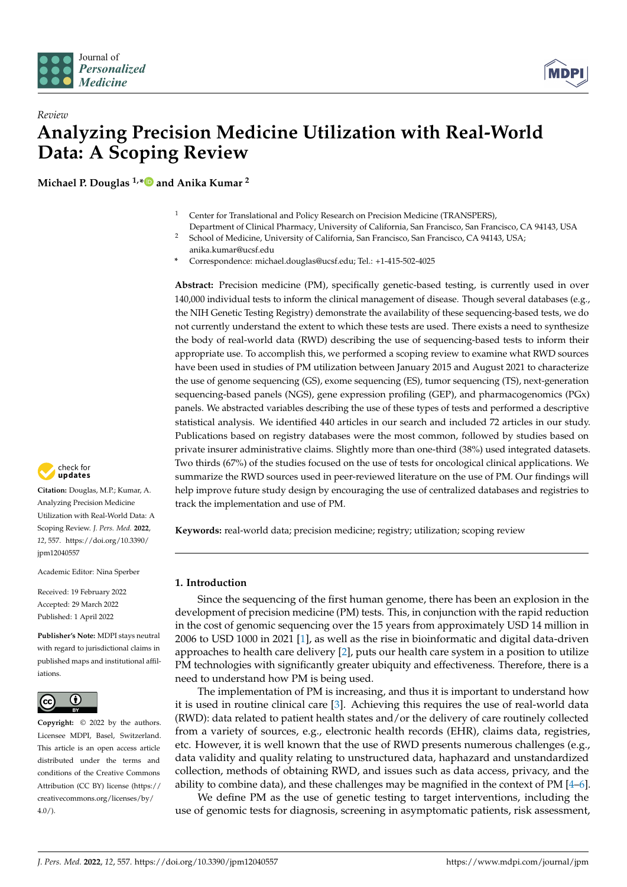Review

# Analyzing Precision Medicine Utilization with Real-World Data: A Scoping Review

**Michael P. Douglas [1,*] and Anika Kumar [2]**

[1] Center for Translational and Policy Research on Precision Medicine (TRANSPERS), Department of Clinical Pharmacy, University of California, San Francisco, San Francisco, CA 94143, USA

[2] School of Medicine, University of California, San Francisco, San Francisco, CA 94143, USA; anika.kumar@ucsf.edu

\* Correspondence: michael.douglas@ucsf.edu; Tel.: +1-415-502-4025

**Abstract:** Precision medicine (PM), specifically genetic-based testing, is currently used in over 140,000 individual tests to inform the clinical management of disease. Though several databases (e.g., the NIH Genetic Testing Registry) demonstrate the availability of these sequencing-based tests, we do not currently understand the extent to which these tests are used. There exists a need to synthesize the body of real-world data (RWD) describing the use of sequencing-based tests to inform their appropriate use. To accomplish this, we performed a scoping review to examine what RWD sources have been used in studies of PM utilization between January 2015 and August 2021 to characterize the use of genome sequencing (GS), exome sequencing (ES), tumor sequencing (TS), next-generation sequencing-based panels (NGS), gene expression profiling (GEP), and pharmacogenomics (PGx) panels. We abstracted variables describing the use of these types of tests and performed a descriptive statistical analysis. We identified 440 articles in our search and included 72 articles in our study. Publications based on registry databases were the most common, followed by studies based on private insurer administrative claims. Slightly more than one-third (38%) used integrated datasets. Two thirds (67%) of the studies focused on the use of tests for oncological clinical applications. We summarize the RWD sources used in peer-reviewed literature on the use of PM. Our findings will help improve future study design by encouraging the use of centralized databases and registries to track the implementation and use of PM.

**Keywords:** real-world data; precision medicine; registry; utilization; scoping review

**Citation:** Douglas, M.P.; Kumar, A. Analyzing Precision Medicine Utilization with Real-World Data: A Scoping Review. *J. Pers. Med.* **2022**, *12*, 557. https://doi.org/10.3390/jpm12040557

Academic Editor: Nina Sperber

Received: 19 February 2022
Accepted: 29 March 2022
Published: 1 April 2022

**Publisher's Note:** MDPI stays neutral with regard to jurisdictional claims in published maps and institutional affiliations.

**Copyright:** © 2022 by the authors. Licensee MDPI, Basel, Switzerland. This article is an open access article distributed under the terms and conditions of the Creative Commons Attribution (CC BY) license (https://creativecommons.org/licenses/by/4.0/).

## 1. Introduction

Since the sequencing of the first human genome, there has been an explosion in the development of precision medicine (PM) tests. This, in conjunction with the rapid reduction in the cost of genomic sequencing over the 15 years from approximately USD 14 million in 2006 to USD 1000 in 2021 [1], as well as the rise in bioinformatic and digital data-driven approaches to health care delivery [2], puts our health care system in a position to utilize PM technologies with significantly greater ubiquity and effectiveness. Therefore, there is a need to understand how PM is being used.

The implementation of PM is increasing, and thus it is important to understand how it is used in routine clinical care [3]. Achieving this requires the use of real-world data (RWD): data related to patient health states and/or the delivery of care routinely collected from a variety of sources, e.g., electronic health records (EHR), claims data, registries, etc. However, it is well known that the use of RWD presents numerous challenges (e.g., data validity and quality relating to unstructured data, haphazard and unstandardized collection, methods of obtaining RWD, and issues such as data access, privacy, and the ability to combine data), and these challenges may be magnified in the context of PM [4–6].

We define PM as the use of genetic testing to target interventions, including the use of genomic tests for diagnosis, screening in asymptomatic patients, risk assessment,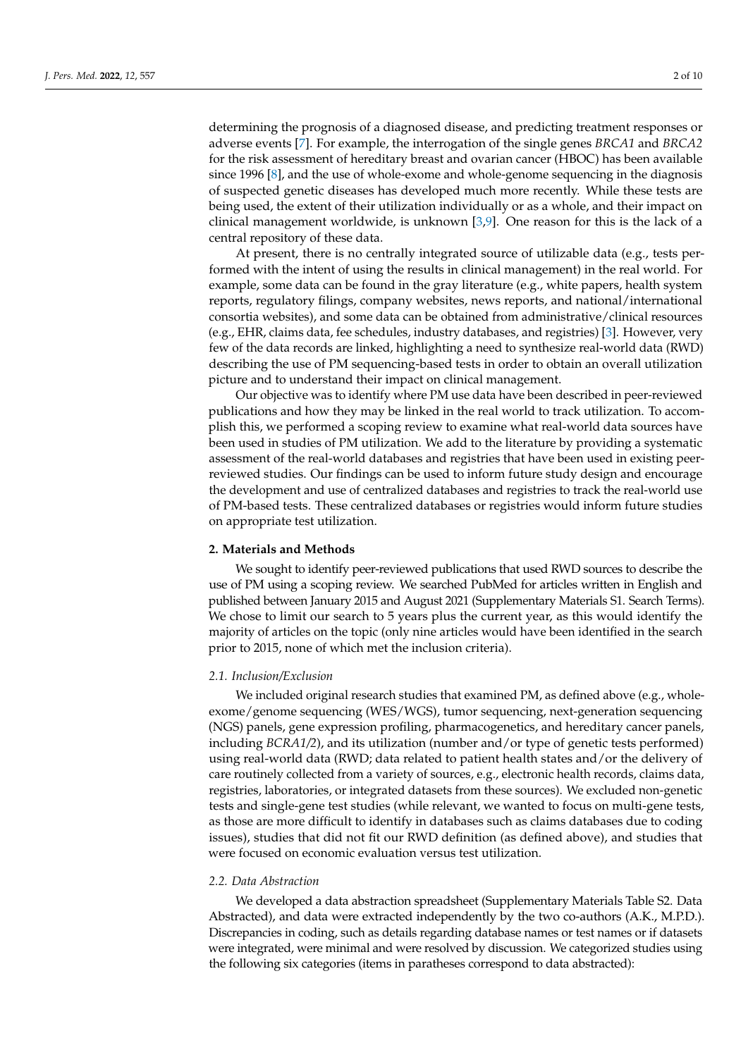determining the prognosis of a diagnosed disease, and predicting treatment responses or adverse events [7]. For example, the interrogation of the single genes *BRCA1* and *BRCA2* for the risk assessment of hereditary breast and ovarian cancer (HBOC) has been available since 1996 [8], and the use of whole-exome and whole-genome sequencing in the diagnosis of suspected genetic diseases has developed much more recently. While these tests are being used, the extent of their utilization individually or as a whole, and their impact on clinical management worldwide, is unknown [3,9]. One reason for this is the lack of a central repository of these data.

At present, there is no centrally integrated source of utilizable data (e.g., tests performed with the intent of using the results in clinical management) in the real world. For example, some data can be found in the gray literature (e.g., white papers, health system reports, regulatory filings, company websites, news reports, and national/international consortia websites), and some data can be obtained from administrative/clinical resources (e.g., EHR, claims data, fee schedules, industry databases, and registries) [3]. However, very few of the data records are linked, highlighting a need to synthesize real-world data (RWD) describing the use of PM sequencing-based tests in order to obtain an overall utilization picture and to understand their impact on clinical management.

Our objective was to identify where PM use data have been described in peer-reviewed publications and how they may be linked in the real world to track utilization. To accomplish this, we performed a scoping review to examine what real-world data sources have been used in studies of PM utilization. We add to the literature by providing a systematic assessment of the real-world databases and registries that have been used in existing peer-reviewed studies. Our findings can be used to inform future study design and encourage the development and use of centralized databases and registries to track the real-world use of PM-based tests. These centralized databases or registries would inform future studies on appropriate test utilization.

## 2. Materials and Methods

We sought to identify peer-reviewed publications that used RWD sources to describe the use of PM using a scoping review. We searched PubMed for articles written in English and published between January 2015 and August 2021 (Supplementary Materials S1. Search Terms). We chose to limit our search to 5 years plus the current year, as this would identify the majority of articles on the topic (only nine articles would have been identified in the search prior to 2015, none of which met the inclusion criteria).

### 2.1. Inclusion/Exclusion

We included original research studies that examined PM, as defined above (e.g., whole-exome/genome sequencing (WES/WGS), tumor sequencing, next-generation sequencing (NGS) panels, gene expression profiling, pharmacogenetics, and hereditary cancer panels, including *BCRA1/2*), and its utilization (number and/or type of genetic tests performed) using real-world data (RWD; data related to patient health states and/or the delivery of care routinely collected from a variety of sources, e.g., electronic health records, claims data, registries, laboratories, or integrated datasets from these sources). We excluded non-genetic tests and single-gene test studies (while relevant, we wanted to focus on multi-gene tests, as those are more difficult to identify in databases such as claims databases due to coding issues), studies that did not fit our RWD definition (as defined above), and studies that were focused on economic evaluation versus test utilization.

### 2.2. Data Abstraction

We developed a data abstraction spreadsheet (Supplementary Materials Table S2. Data Abstracted), and data were extracted independently by the two co-authors (A.K., M.P.D.). Discrepancies in coding, such as details regarding database names or test names or if datasets were integrated, were minimal and were resolved by discussion. We categorized studies using the following six categories (items in paratheses correspond to data abstracted):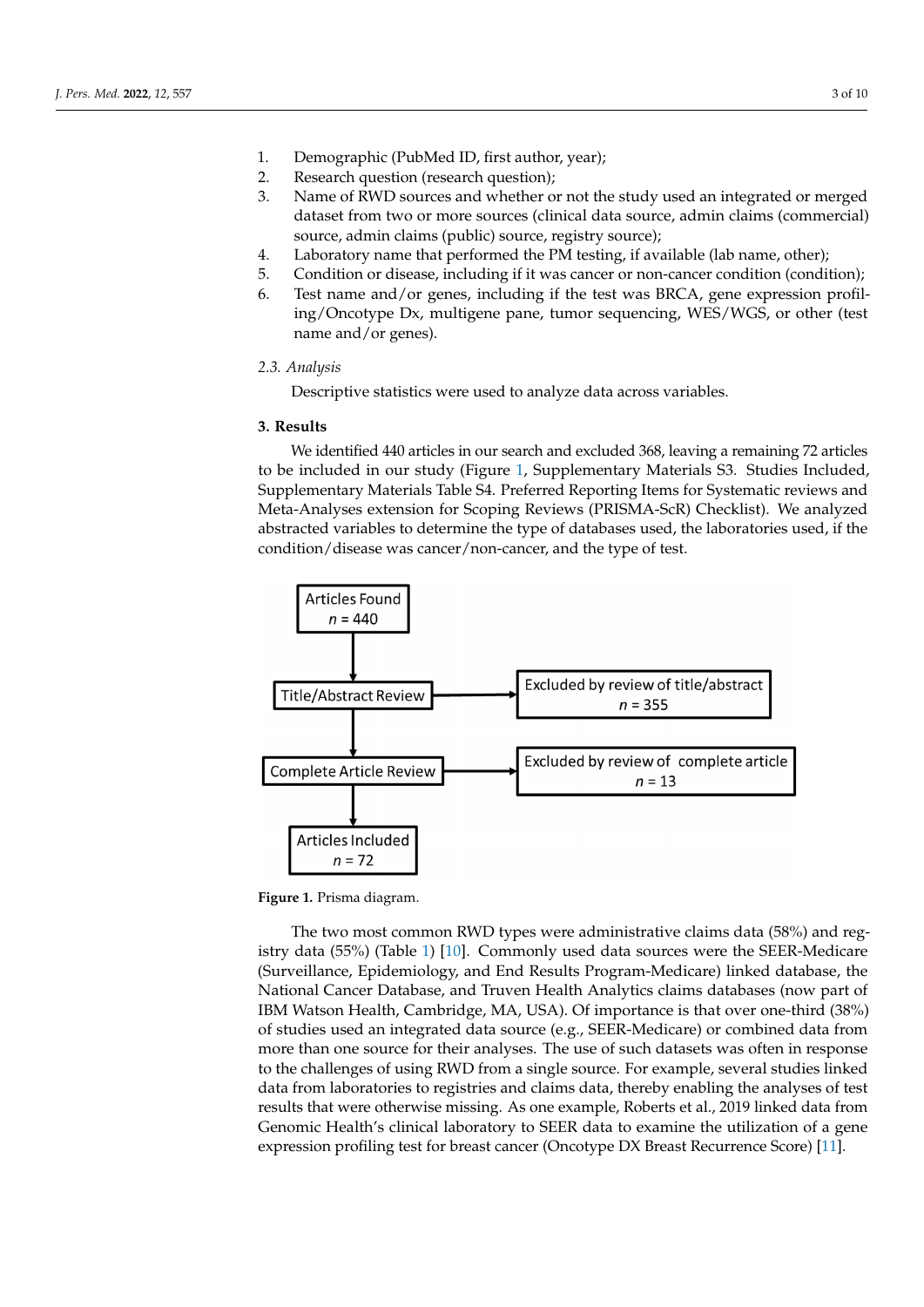1. Demographic (PubMed ID, first author, year);
2. Research question (research question);
3. Name of RWD sources and whether or not the study used an integrated or merged dataset from two or more sources (clinical data source, admin claims (commercial) source, admin claims (public) source, registry source);
4. Laboratory name that performed the PM testing, if available (lab name, other);
5. Condition or disease, including if it was cancer or non-cancer condition (condition);
6. Test name and/or genes, including if the test was BRCA, gene expression profiling/Oncotype Dx, multigene pane, tumor sequencing, WES/WGS, or other (test name and/or genes).

### 2.3. Analysis

Descriptive statistics were used to analyze data across variables.

## 3. Results

We identified 440 articles in our search and excluded 368, leaving a remaining 72 articles to be included in our study (Figure 1, Supplementary Materials S3. Studies Included, Supplementary Materials Table S4. Preferred Reporting Items for Systematic reviews and Meta-Analyses extension for Scoping Reviews (PRISMA-ScR) Checklist). We analyzed abstracted variables to determine the type of databases used, the laboratories used, if the condition/disease was cancer/non-cancer, and the type of test.

Articles Found
*n* = 440

Title/Abstract Review → Excluded by review of title/abstract
*n* = 355

Complete Article Review → Excluded by review of complete article
*n* = 13

Articles Included
*n* = 72

**Figure 1.** Prisma diagram.

The two most common RWD types were administrative claims data (58%) and registry data (55%) (Table 1) [10]. Commonly used data sources were the SEER-Medicare (Surveillance, Epidemiology, and End Results Program-Medicare) linked database, the National Cancer Database, and Truven Health Analytics claims databases (now part of IBM Watson Health, Cambridge, MA, USA). Of importance is that over one-third (38%) of studies used an integrated data source (e.g., SEER-Medicare) or combined data from more than one source for their analyses. The use of such datasets was often in response to the challenges of using RWD from a single source. For example, several studies linked data from laboratories to registries and claims data, thereby enabling the analyses of test results that were otherwise missing. As one example, Roberts et al., 2019 linked data from Genomic Health's clinical laboratory to SEER data to examine the utilization of a gene expression profiling test for breast cancer (Oncotype DX Breast Recurrence Score) [11].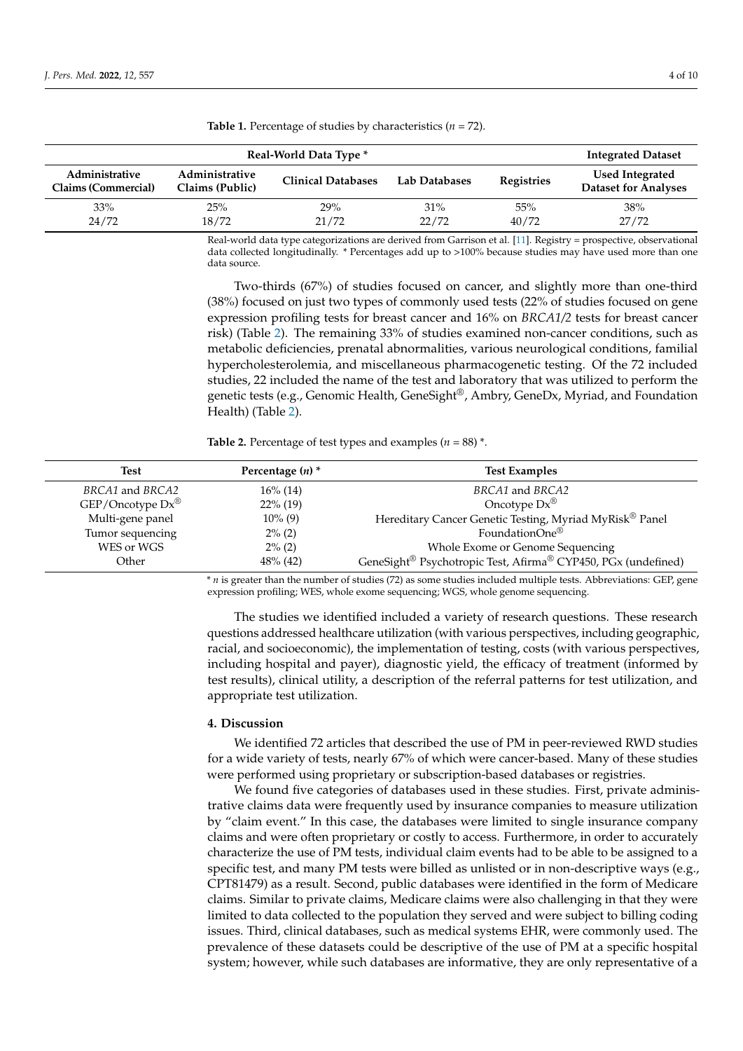**Table 1.** Percentage of studies by characteristics (*n* = 72).

| Real-World Data Type * | | | | | Integrated Dataset |
|---|---|---|---|---|---|
| **Administrative Claims (Commercial)** | **Administrative Claims (Public)** | **Clinical Databases** | **Lab Databases** | **Registries** | **Used Integrated Dataset for Analyses** |
| 33% 24/72 | 25% 18/72 | 29% 21/72 | 31% 22/72 | 55% 40/72 | 38% 27/72 |

Real-world data type categorizations are derived from Garrison et al. [11]. Registry = prospective, observational data collected longitudinally. * Percentages add up to >100% because studies may have used more than one data source.

Two-thirds (67%) of studies focused on cancer, and slightly more than one-third (38%) focused on just two types of commonly used tests (22% of studies focused on gene expression profiling tests for breast cancer and 16% on *BRCA1/2* tests for breast cancer risk) (Table 2). The remaining 33% of studies examined non-cancer conditions, such as metabolic deficiencies, prenatal abnormalities, various neurological conditions, familial hypercholesterolemia, and miscellaneous pharmacogenetic testing. Of the 72 included studies, 22 included the name of the test and laboratory that was utilized to perform the genetic tests (e.g., Genomic Health, GeneSight®, Ambry, GeneDx, Myriad, and Foundation Health) (Table 2).

**Table 2.** Percentage of test types and examples (*n* = 88) *.

| Test | Percentage (*n*) * | Test Examples |
|---|---|---|
| *BRCA1* and *BRCA2* | 16% (14) | *BRCA1* and *BRCA2* |
| GEP/Oncotype Dx® | 22% (19) | Oncotype Dx® |
| Multi-gene panel | 10% (9) | Hereditary Cancer Genetic Testing, Myriad MyRisk® Panel |
| Tumor sequencing | 2% (2) | FoundationOne® |
| WES or WGS | 2% (2) | Whole Exome or Genome Sequencing |
| Other | 48% (42) | GeneSight® Psychotropic Test, Afirma® CYP450, PGx (undefined) |

* *n* is greater than the number of studies (72) as some studies included multiple tests. Abbreviations: GEP, gene expression profiling; WES, whole exome sequencing; WGS, whole genome sequencing.

The studies we identified included a variety of research questions. These research questions addressed healthcare utilization (with various perspectives, including geographic, racial, and socioeconomic), the implementation of testing, costs (with various perspectives, including hospital and payer), diagnostic yield, the efficacy of treatment (informed by test results), clinical utility, a description of the referral patterns for test utilization, and appropriate test utilization.

## 4. Discussion

We identified 72 articles that described the use of PM in peer-reviewed RWD studies for a wide variety of tests, nearly 67% of which were cancer-based. Many of these studies were performed using proprietary or subscription-based databases or registries.

We found five categories of databases used in these studies. First, private administrative claims data were frequently used by insurance companies to measure utilization by "claim event." In this case, the databases were limited to single insurance company claims and were often proprietary or costly to access. Furthermore, in order to accurately characterize the use of PM tests, individual claim events had to be able to be assigned to a specific test, and many PM tests were billed as unlisted or in non-descriptive ways (e.g., CPT81479) as a result. Second, public databases were identified in the form of Medicare claims. Similar to private claims, Medicare claims were also challenging in that they were limited to data collected to the population they served and were subject to billing coding issues. Third, clinical databases, such as medical systems EHR, were commonly used. The prevalence of these datasets could be descriptive of the use of PM at a specific hospital system; however, while such databases are informative, they are only representative of a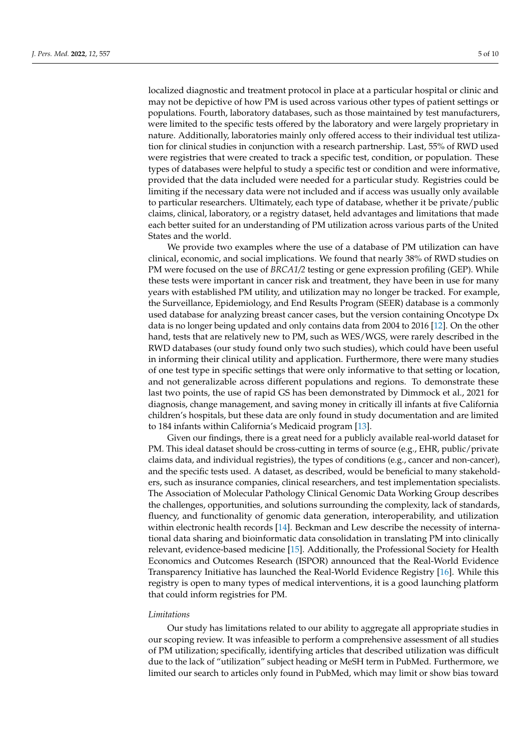localized diagnostic and treatment protocol in place at a particular hospital or clinic and may not be depictive of how PM is used across various other types of patient settings or populations. Fourth, laboratory databases, such as those maintained by test manufacturers, were limited to the specific tests offered by the laboratory and were largely proprietary in nature. Additionally, laboratories mainly only offered access to their individual test utilization for clinical studies in conjunction with a research partnership. Last, 55% of RWD used were registries that were created to track a specific test, condition, or population. These types of databases were helpful to study a specific test or condition and were informative, provided that the data included were needed for a particular study. Registries could be limiting if the necessary data were not included and if access was usually only available to particular researchers. Ultimately, each type of database, whether it be private/public claims, clinical, laboratory, or a registry dataset, held advantages and limitations that made each better suited for an understanding of PM utilization across various parts of the United States and the world.

We provide two examples where the use of a database of PM utilization can have clinical, economic, and social implications. We found that nearly 38% of RWD studies on PM were focused on the use of *BRCA1/2* testing or gene expression profiling (GEP). While these tests were important in cancer risk and treatment, they have been in use for many years with established PM utility, and utilization may no longer be tracked. For example, the Surveillance, Epidemiology, and End Results Program (SEER) database is a commonly used database for analyzing breast cancer cases, but the version containing Oncotype Dx data is no longer being updated and only contains data from 2004 to 2016 [12]. On the other hand, tests that are relatively new to PM, such as WES/WGS, were rarely described in the RWD databases (our study found only two such studies), which could have been useful in informing their clinical utility and application. Furthermore, there were many studies of one test type in specific settings that were only informative to that setting or location, and not generalizable across different populations and regions. To demonstrate these last two points, the use of rapid GS has been demonstrated by Dimmock et al., 2021 for diagnosis, change management, and saving money in critically ill infants at five California children's hospitals, but these data are only found in study documentation and are limited to 184 infants within California's Medicaid program [13].

Given our findings, there is a great need for a publicly available real-world dataset for PM. This ideal dataset should be cross-cutting in terms of source (e.g., EHR, public/private claims data, and individual registries), the types of conditions (e.g., cancer and non-cancer), and the specific tests used. A dataset, as described, would be beneficial to many stakeholders, such as insurance companies, clinical researchers, and test implementation specialists. The Association of Molecular Pathology Clinical Genomic Data Working Group describes the challenges, opportunities, and solutions surrounding the complexity, lack of standards, fluency, and functionality of genomic data generation, interoperability, and utilization within electronic health records [14]. Beckman and Lew describe the necessity of international data sharing and bioinformatic data consolidation in translating PM into clinically relevant, evidence-based medicine [15]. Additionally, the Professional Society for Health Economics and Outcomes Research (ISPOR) announced that the Real-World Evidence Transparency Initiative has launched the Real-World Evidence Registry [16]. While this registry is open to many types of medical interventions, it is a good launching platform that could inform registries for PM.

*Limitations*

Our study has limitations related to our ability to aggregate all appropriate studies in our scoping review. It was infeasible to perform a comprehensive assessment of all studies of PM utilization; specifically, identifying articles that described utilization was difficult due to the lack of "utilization" subject heading or MeSH term in PubMed. Furthermore, we limited our search to articles only found in PubMed, which may limit or show bias toward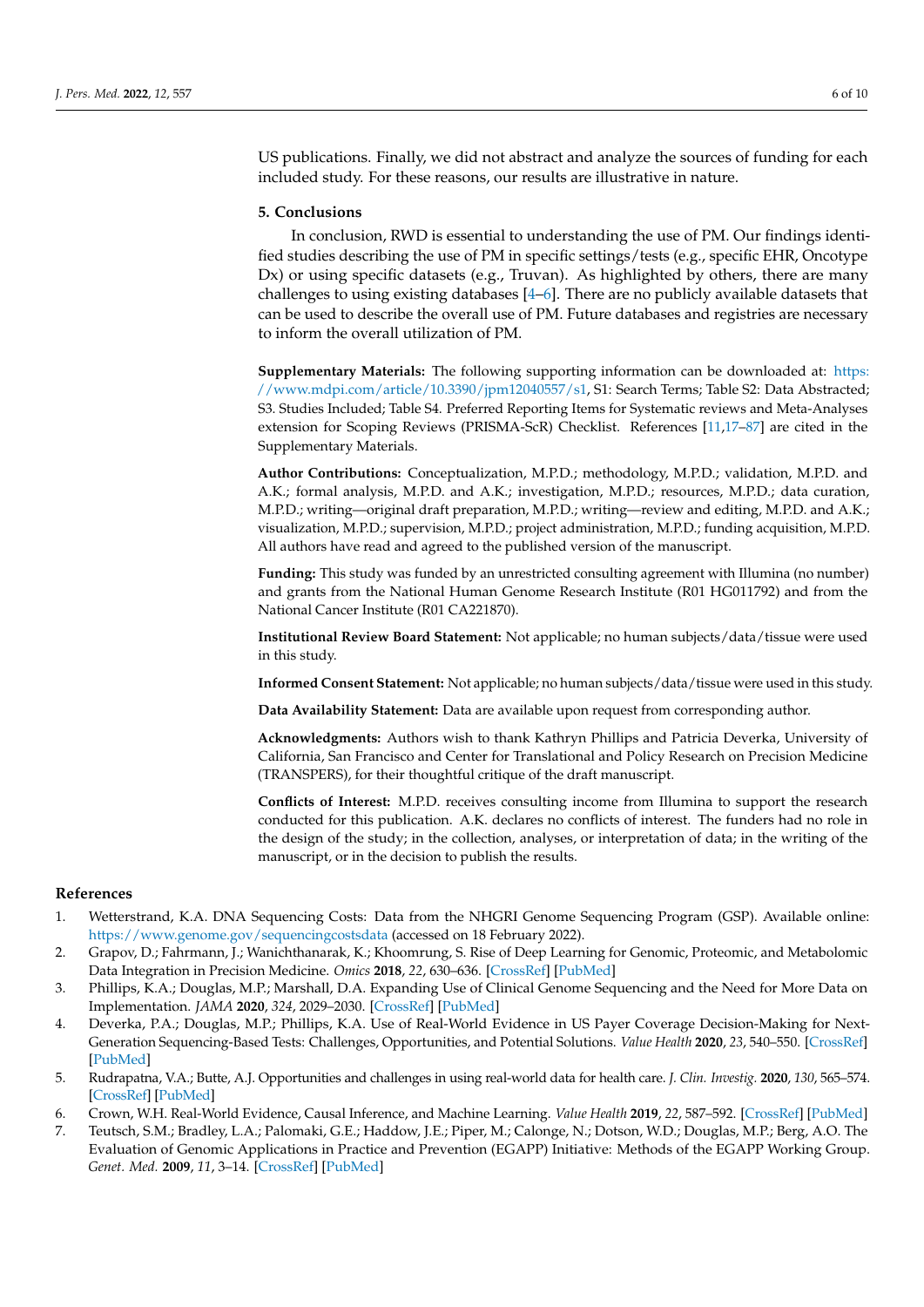US publications. Finally, we did not abstract and analyze the sources of funding for each included study. For these reasons, our results are illustrative in nature.

## 5. Conclusions

In conclusion, RWD is essential to understanding the use of PM. Our findings identified studies describing the use of PM in specific settings/tests (e.g., specific EHR, Oncotype Dx) or using specific datasets (e.g., Truvan). As highlighted by others, there are many challenges to using existing databases [4–6]. There are no publicly available datasets that can be used to describe the overall use of PM. Future databases and registries are necessary to inform the overall utilization of PM.

**Supplementary Materials:** The following supporting information can be downloaded at: https://www.mdpi.com/article/10.3390/jpm12040557/s1, S1: Search Terms; Table S2: Data Abstracted; S3. Studies Included; Table S4. Preferred Reporting Items for Systematic reviews and Meta-Analyses extension for Scoping Reviews (PRISMA-ScR) Checklist. References [11,17–87] are cited in the Supplementary Materials.

**Author Contributions:** Conceptualization, M.P.D.; methodology, M.P.D.; validation, M.P.D. and A.K.; formal analysis, M.P.D. and A.K.; investigation, M.P.D.; resources, M.P.D.; data curation, M.P.D.; writing—original draft preparation, M.P.D.; writing—review and editing, M.P.D. and A.K.; visualization, M.P.D.; supervision, M.P.D.; project administration, M.P.D.; funding acquisition, M.P.D. All authors have read and agreed to the published version of the manuscript.

**Funding:** This study was funded by an unrestricted consulting agreement with Illumina (no number) and grants from the National Human Genome Research Institute (R01 HG011792) and from the National Cancer Institute (R01 CA221870).

**Institutional Review Board Statement:** Not applicable; no human subjects/data/tissue were used in this study.

**Informed Consent Statement:** Not applicable; no human subjects/data/tissue were used in this study.

**Data Availability Statement:** Data are available upon request from corresponding author.

**Acknowledgments:** Authors wish to thank Kathryn Phillips and Patricia Deverka, University of California, San Francisco and Center for Translational and Policy Research on Precision Medicine (TRANSPERS), for their thoughtful critique of the draft manuscript.

**Conflicts of Interest:** M.P.D. receives consulting income from Illumina to support the research conducted for this publication. A.K. declares no conflicts of interest. The funders had no role in the design of the study; in the collection, analyses, or interpretation of data; in the writing of the manuscript, or in the decision to publish the results.

## References

1. Wetterstrand, K.A. DNA Sequencing Costs: Data from the NHGRI Genome Sequencing Program (GSP). Available online: https://www.genome.gov/sequencingcostsdata (accessed on 18 February 2022).
2. Grapov, D.; Fahrmann, J.; Wanichthanarak, K.; Khoomrung, S. Rise of Deep Learning for Genomic, Proteomic, and Metabolomic Data Integration in Precision Medicine. *Omics* **2018**, *22*, 630–636. [CrossRef] [PubMed]
3. Phillips, K.A.; Douglas, M.P.; Marshall, D.A. Expanding Use of Clinical Genome Sequencing and the Need for More Data on Implementation. *JAMA* **2020**, *324*, 2029–2030. [CrossRef] [PubMed]
4. Deverka, P.A.; Douglas, M.P.; Phillips, K.A. Use of Real-World Evidence in US Payer Coverage Decision-Making for Next-Generation Sequencing-Based Tests: Challenges, Opportunities, and Potential Solutions. *Value Health* **2020**, *23*, 540–550. [CrossRef] [PubMed]
5. Rudrapatna, V.A.; Butte, A.J. Opportunities and challenges in using real-world data for health care. *J. Clin. Investig.* **2020**, *130*, 565–574. [CrossRef] [PubMed]
6. Crown, W.H. Real-World Evidence, Causal Inference, and Machine Learning. *Value Health* **2019**, *22*, 587–592. [CrossRef] [PubMed]
7. Teutsch, S.M.; Bradley, L.A.; Palomaki, G.E.; Haddow, J.E.; Piper, M.; Calonge, N.; Dotson, W.D.; Douglas, M.P.; Berg, A.O. The Evaluation of Genomic Applications in Practice and Prevention (EGAPP) Initiative: Methods of the EGAPP Working Group. *Genet. Med.* **2009**, *11*, 3–14. [CrossRef] [PubMed]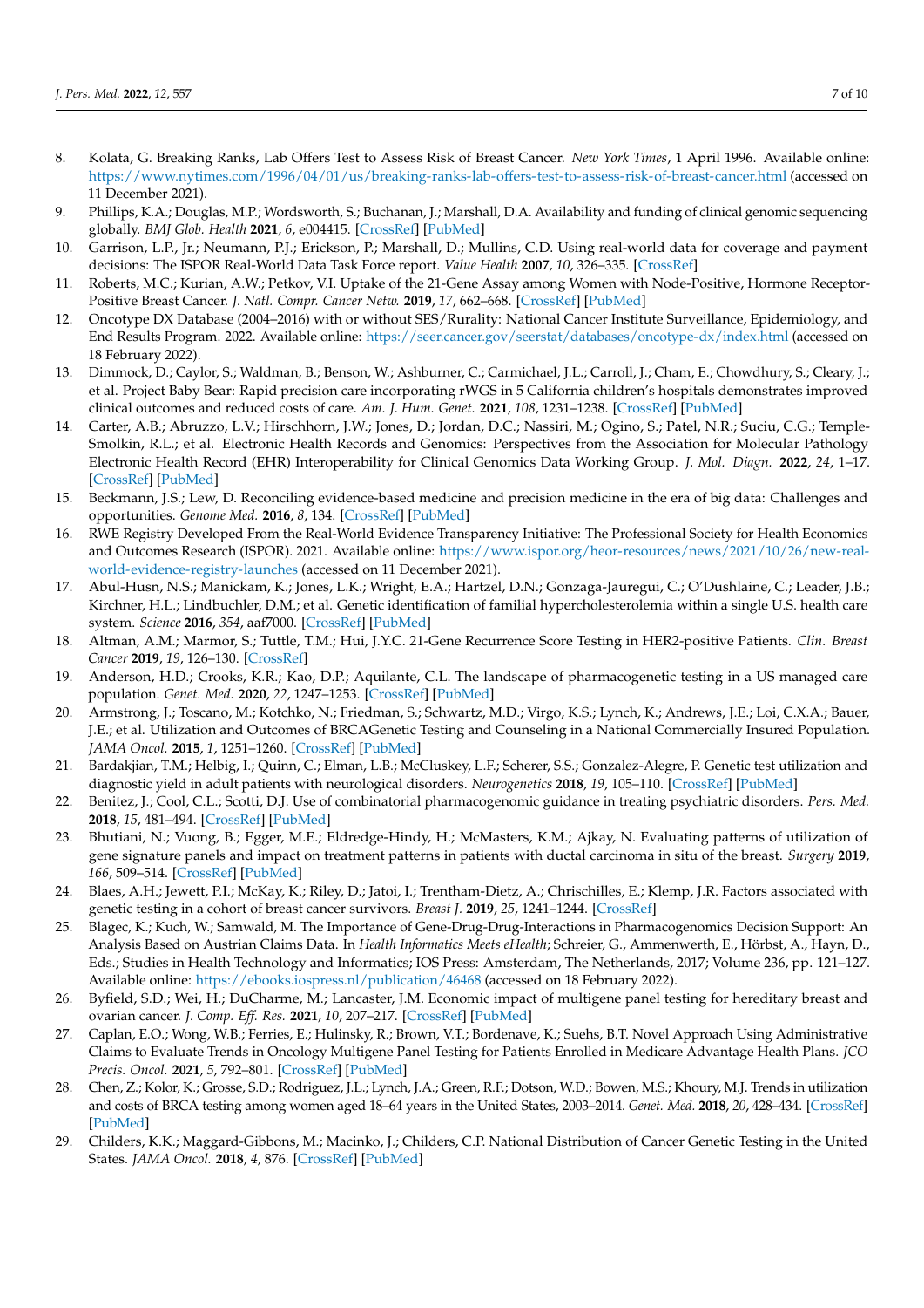8. Kolata, G. Breaking Ranks, Lab Offers Test to Assess Risk of Breast Cancer. *New York Times*, 1 April 1996. Available online: https://www.nytimes.com/1996/04/01/us/breaking-ranks-lab-offers-test-to-assess-risk-of-breast-cancer.html (accessed on 11 December 2021).
9. Phillips, K.A.; Douglas, M.P.; Wordsworth, S.; Buchanan, J.; Marshall, D.A. Availability and funding of clinical genomic sequencing globally. *BMJ Glob. Health* **2021**, *6*, e004415. [CrossRef] [PubMed]
10. Garrison, L.P., Jr.; Neumann, P.J.; Erickson, P.; Marshall, D.; Mullins, C.D. Using real-world data for coverage and payment decisions: The ISPOR Real-World Data Task Force report. *Value Health* **2007**, *10*, 326–335. [CrossRef]
11. Roberts, M.C.; Kurian, A.W.; Petkov, V.I. Uptake of the 21-Gene Assay among Women with Node-Positive, Hormone Receptor-Positive Breast Cancer. *J. Natl. Compr. Cancer Netw.* **2019**, *17*, 662–668. [CrossRef] [PubMed]
12. Oncotype DX Database (2004–2016) with or without SES/Rurality: National Cancer Institute Surveillance, Epidemiology, and End Results Program. 2022. Available online: https://seer.cancer.gov/seerstat/databases/oncotype-dx/index.html (accessed on 18 February 2022).
13. Dimmock, D.; Caylor, S.; Waldman, B.; Benson, W.; Ashburner, C.; Carmichael, J.L.; Carroll, J.; Cham, E.; Chowdhury, S.; Cleary, J.; et al. Project Baby Bear: Rapid precision care incorporating rWGS in 5 California children's hospitals demonstrates improved clinical outcomes and reduced costs of care. *Am. J. Hum. Genet.* **2021**, *108*, 1231–1238. [CrossRef] [PubMed]
14. Carter, A.B.; Abruzzo, L.V.; Hirschhorn, J.W.; Jones, D.; Jordan, D.C.; Nassiri, M.; Ogino, S.; Patel, N.R.; Suciu, C.G.; Temple-Smolkin, R.L.; et al. Electronic Health Records and Genomics: Perspectives from the Association for Molecular Pathology Electronic Health Record (EHR) Interoperability for Clinical Genomics Data Working Group. *J. Mol. Diagn.* **2022**, *24*, 1–17. [CrossRef] [PubMed]
15. Beckmann, J.S.; Lew, D. Reconciling evidence-based medicine and precision medicine in the era of big data: Challenges and opportunities. *Genome Med.* **2016**, *8*, 134. [CrossRef] [PubMed]
16. RWE Registry Developed From the Real-World Evidence Transparency Initiative: The Professional Society for Health Economics and Outcomes Research (ISPOR). 2021. Available online: https://www.ispor.org/heor-resources/news/2021/10/26/new-real-world-evidence-registry-launches (accessed on 11 December 2021).
17. Abul-Husn, N.S.; Manickam, K.; Jones, L.K.; Wright, E.A.; Hartzel, D.N.; Gonzaga-Jauregui, C.; O'Dushlaine, C.; Leader, J.B.; Kirchner, H.L.; Lindbuchler, D.M.; et al. Genetic identification of familial hypercholesterolemia within a single U.S. health care system. *Science* **2016**, *354*, aaf7000. [CrossRef] [PubMed]
18. Altman, A.M.; Marmor, S.; Tuttle, T.M.; Hui, J.Y.C. 21-Gene Recurrence Score Testing in HER2-positive Patients. *Clin. Breast Cancer* **2019**, *19*, 126–130. [CrossRef]
19. Anderson, H.D.; Crooks, K.R.; Kao, D.P.; Aquilante, C.L. The landscape of pharmacogenetic testing in a US managed care population. *Genet. Med.* **2020**, *22*, 1247–1253. [CrossRef] [PubMed]
20. Armstrong, J.; Toscano, M.; Kotchko, N.; Friedman, S.; Schwartz, M.D.; Virgo, K.S.; Lynch, K.; Andrews, J.E.; Loi, C.X.A.; Bauer, J.E.; et al. Utilization and Outcomes of BRCAGenetic Testing and Counseling in a National Commercially Insured Population. *JAMA Oncol.* **2015**, *1*, 1251–1260. [CrossRef] [PubMed]
21. Bardakjian, T.M.; Helbig, I.; Quinn, C.; Elman, L.B.; McCluskey, L.F.; Scherer, S.S.; Gonzalez-Alegre, P. Genetic test utilization and diagnostic yield in adult patients with neurological disorders. *Neurogenetics* **2018**, *19*, 105–110. [CrossRef] [PubMed]
22. Benitez, J.; Cool, C.L.; Scotti, D.J. Use of combinatorial pharmacogenomic guidance in treating psychiatric disorders. *Pers. Med.* **2018**, *15*, 481–494. [CrossRef] [PubMed]
23. Bhutiani, N.; Vuong, B.; Egger, M.E.; Eldredge-Hindy, H.; McMasters, K.M.; Ajkay, N. Evaluating patterns of utilization of gene signature panels and impact on treatment patterns in patients with ductal carcinoma in situ of the breast. *Surgery* **2019**, *166*, 509–514. [CrossRef] [PubMed]
24. Blaes, A.H.; Jewett, P.I.; McKay, K.; Riley, D.; Jatoi, I.; Trentham-Dietz, A.; Chrischilles, E.; Klemp, J.R. Factors associated with genetic testing in a cohort of breast cancer survivors. *Breast J.* **2019**, *25*, 1241–1244. [CrossRef]
25. Blagec, K.; Kuch, W.; Samwald, M. The Importance of Gene-Drug-Drug-Interactions in Pharmacogenomics Decision Support: An Analysis Based on Austrian Claims Data. In *Health Informatics Meets eHealth*; Schreier, G., Ammenwerth, E., Hörbst, A., Hayn, D., Eds.; Studies in Health Technology and Informatics; IOS Press: Amsterdam, The Netherlands, 2017; Volume 236, pp. 121–127. Available online: https://ebooks.iospress.nl/publication/46468 (accessed on 18 February 2022).
26. Byfield, S.D.; Wei, H.; DuCharme, M.; Lancaster, J.M. Economic impact of multigene panel testing for hereditary breast and ovarian cancer. *J. Comp. Eff. Res.* **2021**, *10*, 207–217. [CrossRef] [PubMed]
27. Caplan, E.O.; Wong, W.B.; Ferries, E.; Hulinsky, R.; Brown, V.T.; Bordenave, K.; Suehs, B.T. Novel Approach Using Administrative Claims to Evaluate Trends in Oncology Multigene Panel Testing for Patients Enrolled in Medicare Advantage Health Plans. *JCO Precis. Oncol.* **2021**, *5*, 792–801. [CrossRef] [PubMed]
28. Chen, Z.; Kolor, K.; Grosse, S.D.; Rodriguez, J.L.; Lynch, J.A.; Green, R.F.; Dotson, W.D.; Bowen, M.S.; Khoury, M.J. Trends in utilization and costs of BRCA testing among women aged 18–64 years in the United States, 2003–2014. *Genet. Med.* **2018**, *20*, 428–434. [CrossRef] [PubMed]
29. Childers, K.K.; Maggard-Gibbons, M.; Macinko, J.; Childers, C.P. National Distribution of Cancer Genetic Testing in the United States. *JAMA Oncol.* **2018**, *4*, 876. [CrossRef] [PubMed]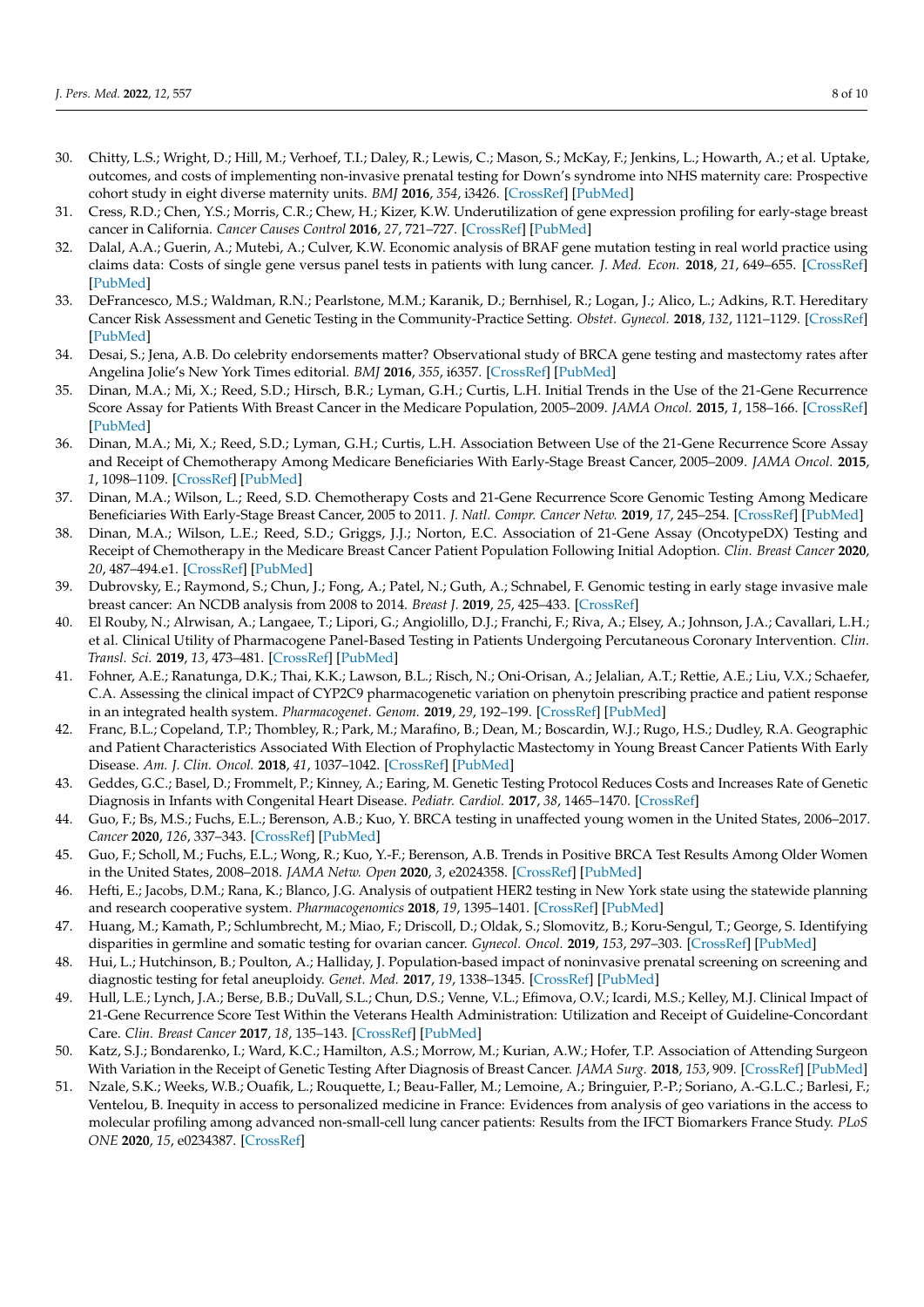30. Chitty, L.S.; Wright, D.; Hill, M.; Verhoef, T.I.; Daley, R.; Lewis, C.; Mason, S.; McKay, F.; Jenkins, L.; Howarth, A.; et al. Uptake, outcomes, and costs of implementing non-invasive prenatal testing for Down's syndrome into NHS maternity care: Prospective cohort study in eight diverse maternity units. *BMJ* **2016**, *354*, i3426. [CrossRef] [PubMed]
31. Cress, R.D.; Chen, Y.S.; Morris, C.R.; Chew, H.; Kizer, K.W. Underutilization of gene expression profiling for early-stage breast cancer in California. *Cancer Causes Control* **2016**, *27*, 721–727. [CrossRef] [PubMed]
32. Dalal, A.A.; Guerin, A.; Mutebi, A.; Culver, K.W. Economic analysis of BRAF gene mutation testing in real world practice using claims data: Costs of single gene versus panel tests in patients with lung cancer. *J. Med. Econ.* **2018**, *21*, 649–655. [CrossRef] [PubMed]
33. DeFrancesco, M.S.; Waldman, R.N.; Pearlstone, M.M.; Karanik, D.; Bernhisel, R.; Logan, J.; Alico, L.; Adkins, R.T. Hereditary Cancer Risk Assessment and Genetic Testing in the Community-Practice Setting. *Obstet. Gynecol.* **2018**, *132*, 1121–1129. [CrossRef] [PubMed]
34. Desai, S.; Jena, A.B. Do celebrity endorsements matter? Observational study of BRCA gene testing and mastectomy rates after Angelina Jolie's New York Times editorial. *BMJ* **2016**, *355*, i6357. [CrossRef] [PubMed]
35. Dinan, M.A.; Mi, X.; Reed, S.D.; Hirsch, B.R.; Lyman, G.H.; Curtis, L.H. Initial Trends in the Use of the 21-Gene Recurrence Score Assay for Patients With Breast Cancer in the Medicare Population, 2005–2009. *JAMA Oncol.* **2015**, *1*, 158–166. [CrossRef] [PubMed]
36. Dinan, M.A.; Mi, X.; Reed, S.D.; Lyman, G.H.; Curtis, L.H. Association Between Use of the 21-Gene Recurrence Score Assay and Receipt of Chemotherapy Among Medicare Beneficiaries With Early-Stage Breast Cancer, 2005–2009. *JAMA Oncol.* **2015**, *1*, 1098–1109. [CrossRef] [PubMed]
37. Dinan, M.A.; Wilson, L.; Reed, S.D. Chemotherapy Costs and 21-Gene Recurrence Score Genomic Testing Among Medicare Beneficiaries With Early-Stage Breast Cancer, 2005 to 2011. *J. Natl. Compr. Cancer Netw.* **2019**, *17*, 245–254. [CrossRef] [PubMed]
38. Dinan, M.A.; Wilson, L.E.; Reed, S.D.; Griggs, J.J.; Norton, E.C. Association of 21-Gene Assay (OncotypeDX) Testing and Receipt of Chemotherapy in the Medicare Breast Cancer Patient Population Following Initial Adoption. *Clin. Breast Cancer* **2020**, *20*, 487–494.e1. [CrossRef] [PubMed]
39. Dubrovsky, E.; Raymond, S.; Chun, J.; Fong, A.; Patel, N.; Guth, A.; Schnabel, F. Genomic testing in early stage invasive male breast cancer: An NCDB analysis from 2008 to 2014. *Breast J.* **2019**, *25*, 425–433. [CrossRef]
40. El Rouby, N.; Alrwisan, A.; Langaee, T.; Lipori, G.; Angiolillo, D.J.; Franchi, F.; Riva, A.; Elsey, A.; Johnson, J.A.; Cavallari, L.H.; et al. Clinical Utility of Pharmacogene Panel-Based Testing in Patients Undergoing Percutaneous Coronary Intervention. *Clin. Transl. Sci.* **2019**, *13*, 473–481. [CrossRef] [PubMed]
41. Fohner, A.E.; Ranatunga, D.K.; Thai, K.K.; Lawson, B.L.; Risch, N.; Oni-Orisan, A.; Jelalian, A.T.; Rettie, A.E.; Liu, V.X.; Schaefer, C.A. Assessing the clinical impact of CYP2C9 pharmacogenetic variation on phenytoin prescribing practice and patient response in an integrated health system. *Pharmacogenet. Genom.* **2019**, *29*, 192–199. [CrossRef] [PubMed]
42. Franc, B.L.; Copeland, T.P.; Thombley, R.; Park, M.; Marafino, B.; Dean, M.; Boscardin, W.J.; Rugo, H.S.; Dudley, R.A. Geographic and Patient Characteristics Associated With Election of Prophylactic Mastectomy in Young Breast Cancer Patients With Early Disease. *Am. J. Clin. Oncol.* **2018**, *41*, 1037–1042. [CrossRef] [PubMed]
43. Geddes, G.C.; Basel, D.; Frommelt, P.; Kinney, A.; Earing, M. Genetic Testing Protocol Reduces Costs and Increases Rate of Genetic Diagnosis in Infants with Congenital Heart Disease. *Pediatr. Cardiol.* **2017**, *38*, 1465–1470. [CrossRef]
44. Guo, F.; Bs, M.S.; Fuchs, E.L.; Berenson, A.B.; Kuo, Y. BRCA testing in unaffected young women in the United States, 2006–2017. *Cancer* **2020**, *126*, 337–343. [CrossRef] [PubMed]
45. Guo, F.; Scholl, M.; Fuchs, E.L.; Wong, R.; Kuo, Y.-F.; Berenson, A.B. Trends in Positive BRCA Test Results Among Older Women in the United States, 2008–2018. *JAMA Netw. Open* **2020**, *3*, e2024358. [CrossRef] [PubMed]
46. Hefti, E.; Jacobs, D.M.; Rana, K.; Blanco, J.G. Analysis of outpatient HER2 testing in New York state using the statewide planning and research cooperative system. *Pharmacogenomics* **2018**, *19*, 1395–1401. [CrossRef] [PubMed]
47. Huang, M.; Kamath, P.; Schlumbrecht, M.; Miao, F.; Driscoll, D.; Oldak, S.; Slomovitz, B.; Koru-Sengul, T.; George, S. Identifying disparities in germline and somatic testing for ovarian cancer. *Gynecol. Oncol.* **2019**, *153*, 297–303. [CrossRef] [PubMed]
48. Hui, L.; Hutchinson, B.; Poulton, A.; Halliday, J. Population-based impact of noninvasive prenatal screening on screening and diagnostic testing for fetal aneuploidy. *Genet. Med.* **2017**, *19*, 1338–1345. [CrossRef] [PubMed]
49. Hull, L.E.; Lynch, J.A.; Berse, B.B.; DuVall, S.L.; Chun, D.S.; Venne, V.L.; Efimova, O.V.; Icardi, M.S.; Kelley, M.J. Clinical Impact of 21-Gene Recurrence Score Test Within the Veterans Health Administration: Utilization and Receipt of Guideline-Concordant Care. *Clin. Breast Cancer* **2017**, *18*, 135–143. [CrossRef] [PubMed]
50. Katz, S.J.; Bondarenko, I.; Ward, K.C.; Hamilton, A.S.; Morrow, M.; Kurian, A.W.; Hofer, T.P. Association of Attending Surgeon With Variation in the Receipt of Genetic Testing After Diagnosis of Breast Cancer. *JAMA Surg.* **2018**, *153*, 909. [CrossRef] [PubMed]
51. Nzale, S.K.; Weeks, W.B.; Ouafik, L.; Rouquette, I.; Beau-Faller, M.; Lemoine, A.; Bringuier, P.-P.; Soriano, A.-G.L.C.; Barlesi, F.; Ventelou, B. Inequity in access to personalized medicine in France: Evidences from analysis of geo variations in the access to molecular profiling among advanced non-small-cell lung cancer patients: Results from the IFCT Biomarkers France Study. *PLoS ONE* **2020**, *15*, e0234387. [CrossRef]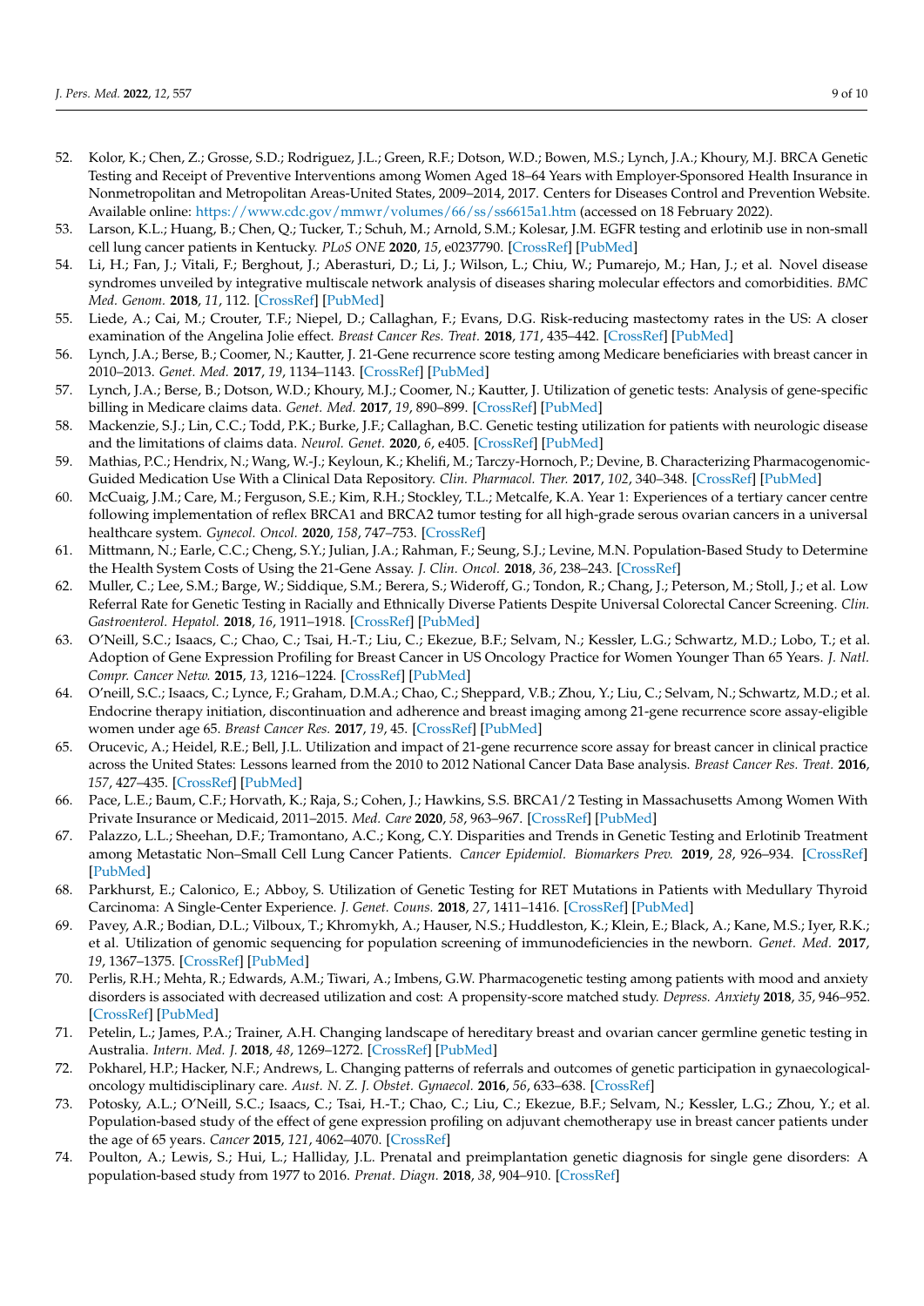52. Kolor, K.; Chen, Z.; Grosse, S.D.; Rodriguez, J.L.; Green, R.F.; Dotson, W.D.; Bowen, M.S.; Lynch, J.A.; Khoury, M.J. BRCA Genetic Testing and Receipt of Preventive Interventions among Women Aged 18–64 Years with Employer-Sponsored Health Insurance in Nonmetropolitan and Metropolitan Areas-United States, 2009–2014, 2017. Centers for Diseases Control and Prevention Website. Available online: https://www.cdc.gov/mmwr/volumes/66/ss/ss6615a1.htm (accessed on 18 February 2022).
53. Larson, K.L.; Huang, B.; Chen, Q.; Tucker, T.; Schuh, M.; Arnold, S.M.; Kolesar, J.M. EGFR testing and erlotinib use in non-small cell lung cancer patients in Kentucky. *PLoS ONE* **2020**, *15*, e0237790. [CrossRef] [PubMed]
54. Li, H.; Fan, J.; Vitali, F.; Berghout, J.; Aberasturi, D.; Li, J.; Wilson, L.; Chiu, W.; Pumarejo, M.; Han, J.; et al. Novel disease syndromes unveiled by integrative multiscale network analysis of diseases sharing molecular effectors and comorbidities. *BMC Med. Genom.* **2018**, *11*, 112. [CrossRef] [PubMed]
55. Liede, A.; Cai, M.; Crouter, T.F.; Niepel, D.; Callaghan, F.; Evans, D.G. Risk-reducing mastectomy rates in the US: A closer examination of the Angelina Jolie effect. *Breast Cancer Res. Treat.* **2018**, *171*, 435–442. [CrossRef] [PubMed]
56. Lynch, J.A.; Berse, B.; Coomer, N.; Kautter, J. 21-Gene recurrence score testing among Medicare beneficiaries with breast cancer in 2010–2013. *Genet. Med.* **2017**, *19*, 1134–1143. [CrossRef] [PubMed]
57. Lynch, J.A.; Berse, B.; Dotson, W.D.; Khoury, M.J.; Coomer, N.; Kautter, J. Utilization of genetic tests: Analysis of gene-specific billing in Medicare claims data. *Genet. Med.* **2017**, *19*, 890–899. [CrossRef] [PubMed]
58. Mackenzie, S.J.; Lin, C.C.; Todd, P.K.; Burke, J.F.; Callaghan, B.C. Genetic testing utilization for patients with neurologic disease and the limitations of claims data. *Neurol. Genet.* **2020**, *6*, e405. [CrossRef] [PubMed]
59. Mathias, P.C.; Hendrix, N.; Wang, W.-J.; Keyloun, K.; Khelifi, M.; Tarczy-Hornoch, P.; Devine, B. Characterizing Pharmacogenomic-Guided Medication Use With a Clinical Data Repository. *Clin. Pharmacol. Ther.* **2017**, *102*, 340–348. [CrossRef] [PubMed]
60. McCuaig, J.M.; Care, M.; Ferguson, S.E.; Kim, R.H.; Stockley, T.L.; Metcalfe, K.A. Year 1: Experiences of a tertiary cancer centre following implementation of reflex BRCA1 and BRCA2 tumor testing for all high-grade serous ovarian cancers in a universal healthcare system. *Gynecol. Oncol.* **2020**, *158*, 747–753. [CrossRef]
61. Mittmann, N.; Earle, C.C.; Cheng, S.Y.; Julian, J.A.; Rahman, F.; Seung, S.J.; Levine, M.N. Population-Based Study to Determine the Health System Costs of Using the 21-Gene Assay. *J. Clin. Oncol.* **2018**, *36*, 238–243. [CrossRef]
62. Muller, C.; Lee, S.M.; Barge, W.; Siddique, S.M.; Berera, S.; Wideroff, G.; Tondon, R.; Chang, J.; Peterson, M.; Stoll, J.; et al. Low Referral Rate for Genetic Testing in Racially and Ethnically Diverse Patients Despite Universal Colorectal Cancer Screening. *Clin. Gastroenterol. Hepatol.* **2018**, *16*, 1911–1918. [CrossRef] [PubMed]
63. O'Neill, S.C.; Isaacs, C.; Chao, C.; Tsai, H.-T.; Liu, C.; Ekezue, B.F.; Selvam, N.; Kessler, L.G.; Schwartz, M.D.; Lobo, T.; et al. Adoption of Gene Expression Profiling for Breast Cancer in US Oncology Practice for Women Younger Than 65 Years. *J. Natl. Compr. Cancer Netw.* **2015**, *13*, 1216–1224. [CrossRef] [PubMed]
64. O'neill, S.C.; Isaacs, C.; Lynce, F.; Graham, D.M.A.; Chao, C.; Sheppard, V.B.; Zhou, Y.; Liu, C.; Selvam, N.; Schwartz, M.D.; et al. Endocrine therapy initiation, discontinuation and adherence and breast imaging among 21-gene recurrence score assay-eligible women under age 65. *Breast Cancer Res.* **2017**, *19*, 45. [CrossRef] [PubMed]
65. Orucevic, A.; Heidel, R.E.; Bell, J.L. Utilization and impact of 21-gene recurrence score assay for breast cancer in clinical practice across the United States: Lessons learned from the 2010 to 2012 National Cancer Data Base analysis. *Breast Cancer Res. Treat.* **2016**, *157*, 427–435. [CrossRef] [PubMed]
66. Pace, L.E.; Baum, C.F.; Horvath, K.; Raja, S.; Cohen, J.; Hawkins, S.S. BRCA1/2 Testing in Massachusetts Among Women With Private Insurance or Medicaid, 2011–2015. *Med. Care* **2020**, *58*, 963–967. [CrossRef] [PubMed]
67. Palazzo, L.L.; Sheehan, D.F.; Tramontano, A.C.; Kong, C.Y. Disparities and Trends in Genetic Testing and Erlotinib Treatment among Metastatic Non–Small Cell Lung Cancer Patients. *Cancer Epidemiol. Biomarkers Prev.* **2019**, *28*, 926–934. [CrossRef] [PubMed]
68. Parkhurst, E.; Calonico, E.; Abboy, S. Utilization of Genetic Testing for RET Mutations in Patients with Medullary Thyroid Carcinoma: A Single-Center Experience. *J. Genet. Couns.* **2018**, *27*, 1411–1416. [CrossRef] [PubMed]
69. Pavey, A.R.; Bodian, D.L.; Vilboux, T.; Khromykh, A.; Hauser, N.S.; Huddleston, K.; Klein, E.; Black, A.; Kane, M.S.; Iyer, R.K.; et al. Utilization of genomic sequencing for population screening of immunodeficiencies in the newborn. *Genet. Med.* **2017**, *19*, 1367–1375. [CrossRef] [PubMed]
70. Perlis, R.H.; Mehta, R.; Edwards, A.M.; Tiwari, A.; Imbens, G.W. Pharmacogenetic testing among patients with mood and anxiety disorders is associated with decreased utilization and cost: A propensity-score matched study. *Depress. Anxiety* **2018**, *35*, 946–952. [CrossRef] [PubMed]
71. Petelin, L.; James, P.A.; Trainer, A.H. Changing landscape of hereditary breast and ovarian cancer germline genetic testing in Australia. *Intern. Med. J.* **2018**, *48*, 1269–1272. [CrossRef] [PubMed]
72. Pokharel, H.P.; Hacker, N.F.; Andrews, L. Changing patterns of referrals and outcomes of genetic participation in gynaecological-oncology multidisciplinary care. *Aust. N. Z. J. Obstet. Gynaecol.* **2016**, *56*, 633–638. [CrossRef]
73. Potosky, A.L.; O'Neill, S.C.; Isaacs, C.; Tsai, H.-T.; Chao, C.; Liu, C.; Ekezue, B.F.; Selvam, N.; Kessler, L.G.; Zhou, Y.; et al. Population-based study of the effect of gene expression profiling on adjuvant chemotherapy use in breast cancer patients under the age of 65 years. *Cancer* **2015**, *121*, 4062–4070. [CrossRef]
74. Poulton, A.; Lewis, S.; Hui, L.; Halliday, J.L. Prenatal and preimplantation genetic diagnosis for single gene disorders: A population-based study from 1977 to 2016. *Prenat. Diagn.* **2018**, *38*, 904–910. [CrossRef]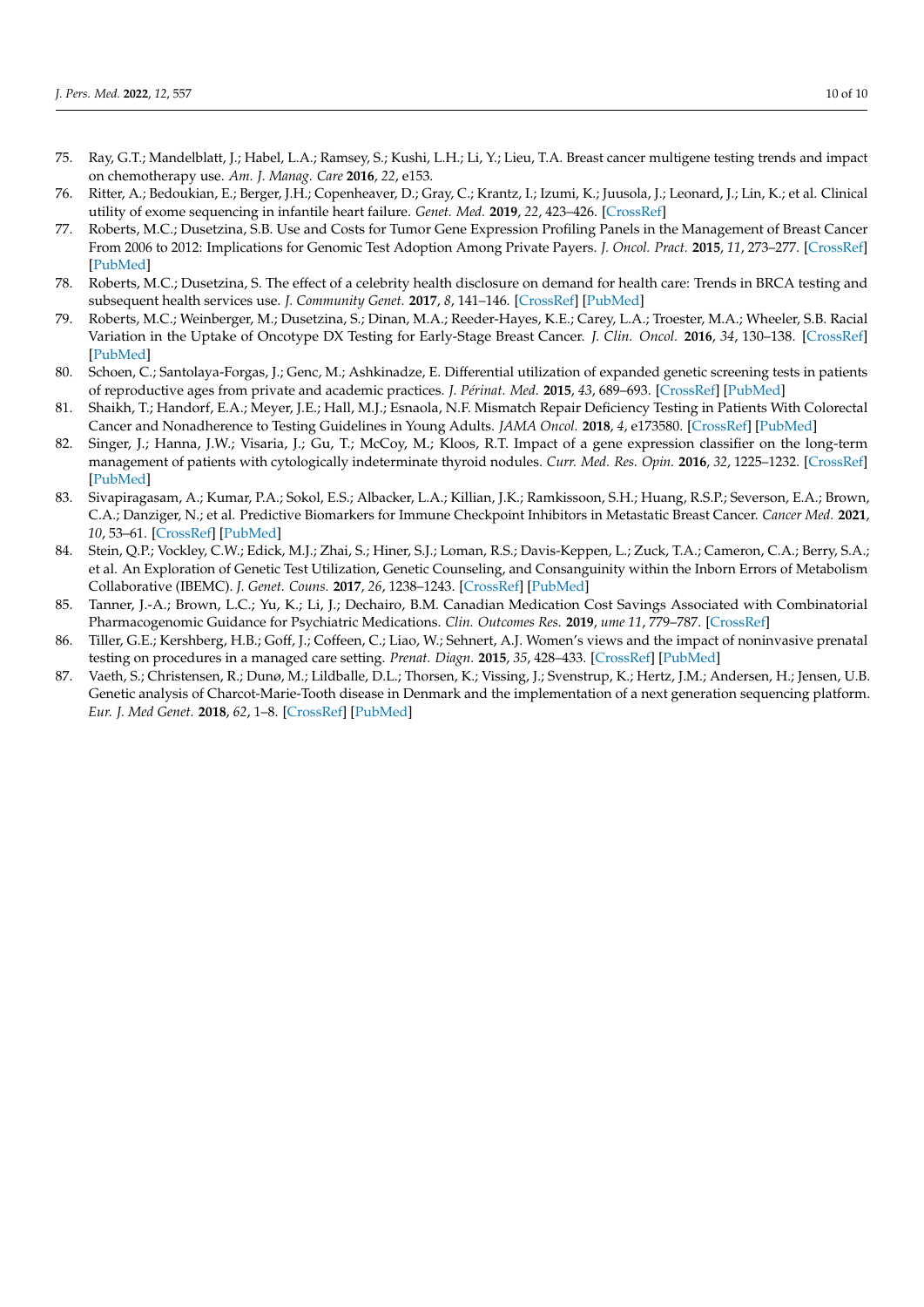75. Ray, G.T.; Mandelblatt, J.; Habel, L.A.; Ramsey, S.; Kushi, L.H.; Li, Y.; Lieu, T.A. Breast cancer multigene testing trends and impact on chemotherapy use. *Am. J. Manag. Care* **2016**, *22*, e153.
76. Ritter, A.; Bedoukian, E.; Berger, J.H.; Copenheaver, D.; Gray, C.; Krantz, I.; Izumi, K.; Juusola, J.; Leonard, J.; Lin, K.; et al. Clinical utility of exome sequencing in infantile heart failure. *Genet. Med.* **2019**, *22*, 423–426. [CrossRef]
77. Roberts, M.C.; Dusetzina, S.B. Use and Costs for Tumor Gene Expression Profiling Panels in the Management of Breast Cancer From 2006 to 2012: Implications for Genomic Test Adoption Among Private Payers. *J. Oncol. Pract.* **2015**, *11*, 273–277. [CrossRef] [PubMed]
78. Roberts, M.C.; Dusetzina, S. The effect of a celebrity health disclosure on demand for health care: Trends in BRCA testing and subsequent health services use. *J. Community Genet.* **2017**, *8*, 141–146. [CrossRef] [PubMed]
79. Roberts, M.C.; Weinberger, M.; Dusetzina, S.; Dinan, M.A.; Reeder-Hayes, K.E.; Carey, L.A.; Troester, M.A.; Wheeler, S.B. Racial Variation in the Uptake of Oncotype DX Testing for Early-Stage Breast Cancer. *J. Clin. Oncol.* **2016**, *34*, 130–138. [CrossRef] [PubMed]
80. Schoen, C.; Santolaya-Forgas, J.; Genc, M.; Ashkinadze, E. Differential utilization of expanded genetic screening tests in patients of reproductive ages from private and academic practices. *J. Périnat. Med.* **2015**, *43*, 689–693. [CrossRef] [PubMed]
81. Shaikh, T.; Handorf, E.A.; Meyer, J.E.; Hall, M.J.; Esnaola, N.F. Mismatch Repair Deficiency Testing in Patients With Colorectal Cancer and Nonadherence to Testing Guidelines in Young Adults. *JAMA Oncol.* **2018**, *4*, e173580. [CrossRef] [PubMed]
82. Singer, J.; Hanna, J.W.; Visaria, J.; Gu, T.; McCoy, M.; Kloos, R.T. Impact of a gene expression classifier on the long-term management of patients with cytologically indeterminate thyroid nodules. *Curr. Med. Res. Opin.* **2016**, *32*, 1225–1232. [CrossRef] [PubMed]
83. Sivapiragasam, A.; Kumar, P.A.; Sokol, E.S.; Albacker, L.A.; Killian, J.K.; Ramkissoon, S.H.; Huang, R.S.P.; Severson, E.A.; Brown, C.A.; Danziger, N.; et al. Predictive Biomarkers for Immune Checkpoint Inhibitors in Metastatic Breast Cancer. *Cancer Med.* **2021**, *10*, 53–61. [CrossRef] [PubMed]
84. Stein, Q.P.; Vockley, C.W.; Edick, M.J.; Zhai, S.; Hiner, S.J.; Loman, R.S.; Davis-Keppen, L.; Zuck, T.A.; Cameron, C.A.; Berry, S.A.; et al. An Exploration of Genetic Test Utilization, Genetic Counseling, and Consanguinity within the Inborn Errors of Metabolism Collaborative (IBEMC). *J. Genet. Couns.* **2017**, *26*, 1238–1243. [CrossRef] [PubMed]
85. Tanner, J.-A.; Brown, L.C.; Yu, K.; Li, J.; Dechairo, B.M. Canadian Medication Cost Savings Associated with Combinatorial Pharmacogenomic Guidance for Psychiatric Medications. *Clin. Outcomes Res.* **2019**, *ume 11*, 779–787. [CrossRef]
86. Tiller, G.E.; Kershberg, H.B.; Goff, J.; Coffeen, C.; Liao, W.; Sehnert, A.J. Women's views and the impact of noninvasive prenatal testing on procedures in a managed care setting. *Prenat. Diagn.* **2015**, *35*, 428–433. [CrossRef] [PubMed]
87. Vaeth, S.; Christensen, R.; Dunø, M.; Lildballe, D.L.; Thorsen, K.; Vissing, J.; Svenstrup, K.; Hertz, J.M.; Andersen, H.; Jensen, U.B. Genetic analysis of Charcot-Marie-Tooth disease in Denmark and the implementation of a next generation sequencing platform. *Eur. J. Med Genet.* **2018**, *62*, 1–8. [CrossRef] [PubMed]